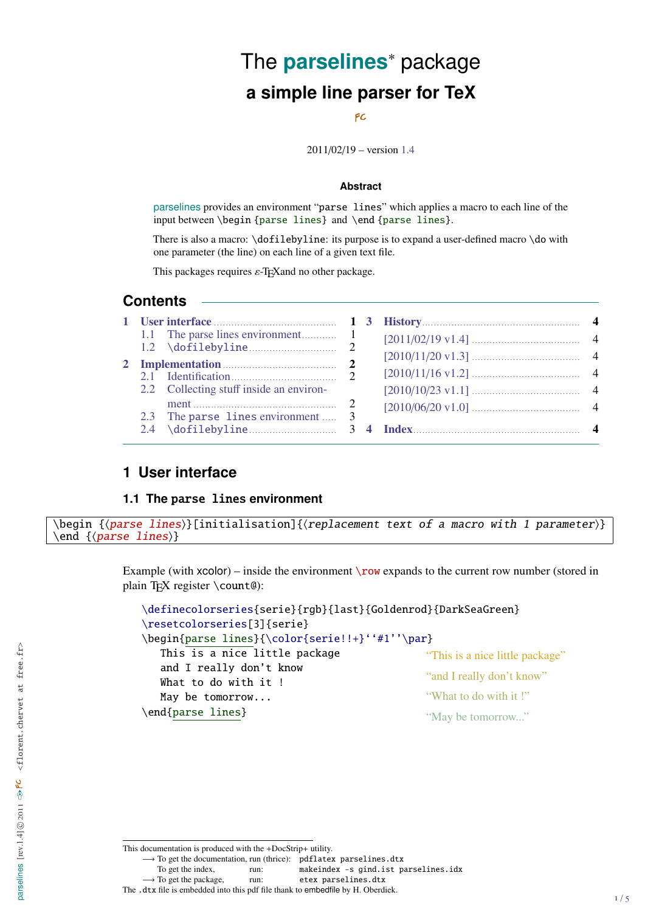# The parselines* package

## a simple line parser for TeX

FC

2011/02/19 – version 1.4

### Abstract

parselines provides an environment “`parse lines`” which applies a macro to each line of the input between `\begin {parse lines}` and `\end {parse lines}`.

There is also a macro: `\dofilebyline`: its purpose is to expand a user-defined macro `\do` with one parameter (the line) on each line of a given text file.

This packages requires ε-TeXand no other package.

## Contents

- 1 User interface ... 1
  - 1.1 The parse lines environment ... 1
  - 1.2 `\dofilebyline` ... 2
- 2 Implementation ... 2
  - 2.1 Identification ... 2
  - 2.2 Collecting stuff inside an environment ... 2
  - 2.3 The `parse lines` environment ... 3
  - 2.4 `\dofilebyline` ... 3
- 3 History ... 4
  - [2011/02/19 v1.4] ... 4
  - [2010/11/20 v1.3] ... 4
  - [2010/11/16 v1.2] ... 4
  - [2010/10/23 v1.1] ... 4
  - [2010/06/20 v1.0] ... 4
- 4 Index ... 4

## 1 User interface

### 1.1 The `parse lines` environment

```
\begin {⟨parse lines⟩}[initialisation]{⟨replacement text of a macro with 1 parameter⟩}
\end {⟨parse lines⟩}
```

Example (with xcolor) – inside the environment `\row` expands to the current row number (stored in plain TeX register `\count@`):

```
\definecolorseries{serie}{rgb}{last}{Goldenrod}{DarkSeaGreen}
\resetcolorseries[3]{serie}
\begin{parse lines}{\color{serie!!+}``#1''\par}
   This is a nice little package
   and I really don't know
   What to do with it !
   May be tomorrow...
\end{parse lines}
```

“This is a nice little package”

“and I really don’t know”

“What to do with it !”

“May be tomorrow...”

---

This documentation is produced with the +DocStrip+ utility.

⟶ To get the documentation, run (thrice): `pdflatex parselines.dtx`

To get the index, run: `makeindex -s gind.ist parselines.idx`

⟶ To get the package, run: `etex parselines.dtx`

The `.dtx` file is embedded into this pdf file thank to embedfile by H. Oberdiek.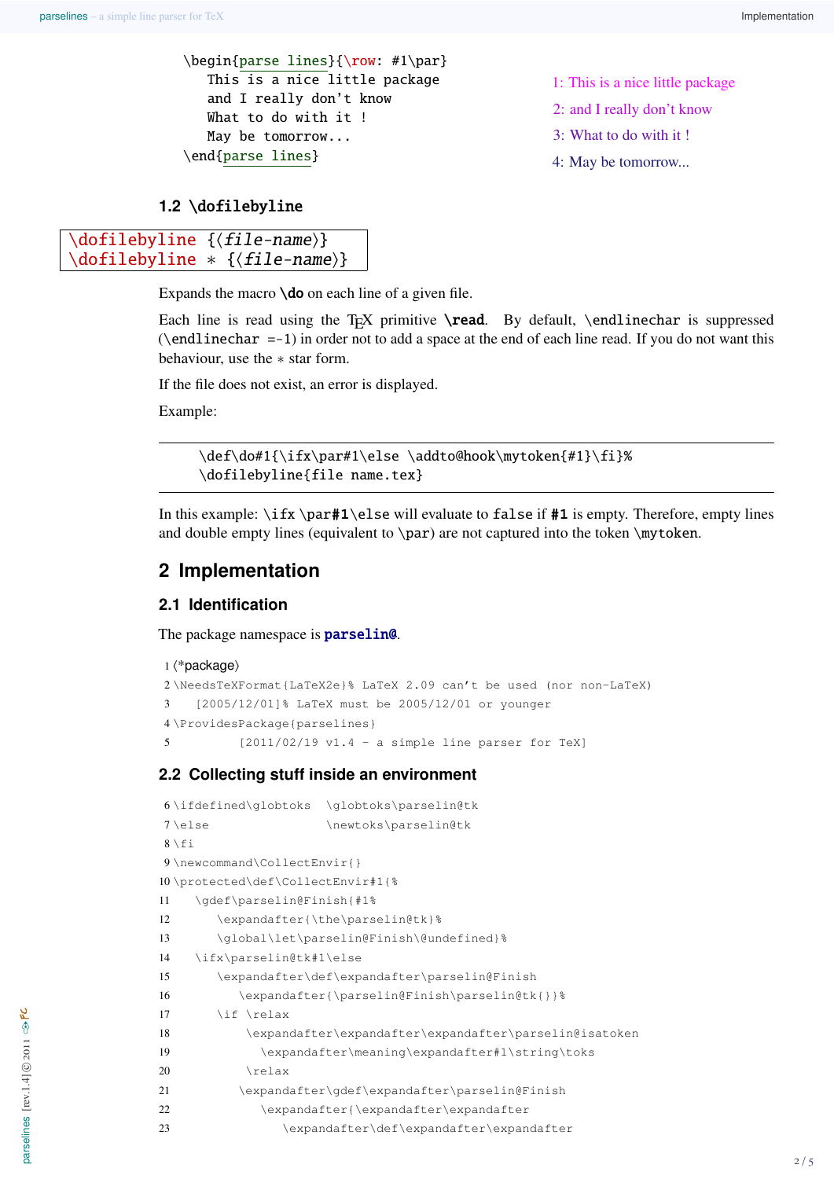```
\begin{parse lines}{\row: #1\par}
   This is a nice little package
   and I really don't know
   What to do with it !
   May be tomorrow...
\end{parse lines}
```

1: This is a nice little package

2: and I really don't know

3: What to do with it !

4: May be tomorrow...

### 1.2 \dofilebyline

```
\dofilebyline {⟨file-name⟩}
\dofilebyline * {⟨file-name⟩}
```

Expands the macro **\do** on each line of a given file.

Each line is read using the TeX primitive **\read**. By default, \endlinechar is suppressed (\endlinechar =-1) in order not to add a space at the end of each line read. If you do not want this behaviour, use the * star form.

If the file does not exist, an error is displayed.

Example:

```
\def\do#1{\ifx\par#1\else \addto@hook\mytoken{#1}\fi}%
\dofilebyline{file name.tex}
```

In this example: \ifx \par#1\else will evaluate to false if #1 is empty. Therefore, empty lines and double empty lines (equivalent to \par) are not captured into the token \mytoken.

## 2 Implementation

### 2.1 Identification

The package namespace is **parselin@**.

```
1 ⟨*package⟩
2 \NeedsTeXFormat{LaTeX2e}% LaTeX 2.09 can't be used (nor non-LaTeX)
3   [2005/12/01]% LaTeX must be 2005/12/01 or younger
4 \ProvidesPackage{parselines}
5        [2011/02/19 v1.4 - a simple line parser for TeX]
```

### 2.2 Collecting stuff inside an environment

```
6 \ifdefined\globtoks  \globtoks\parselin@tk
7 \else                \newtoks\parselin@tk
8 \fi
9 \newcommand\CollectEnvir{}
10 \protected\def\CollectEnvir#1{%
11   \gdef\parselin@Finish{#1%
12     \expandafter{\the\parselin@tk}%
13     \global\let\parselin@Finish\@undefined}%
14   \ifx\parselin@tk#1\else
15     \expandafter\def\expandafter\parselin@Finish
16       \expandafter{\parselin@Finish\parselin@tk{}}%
17     \if \relax
18        \expandafter\expandafter\expandafter\parselin@isatoken
19          \expandafter\meaning\expandafter#1\string\toks
20        \relax
21       \expandafter\gdef\expandafter\parselin@Finish
22         \expandafter{\expandafter\expandafter
23           \expandafter\def\expandafter\expandafter
```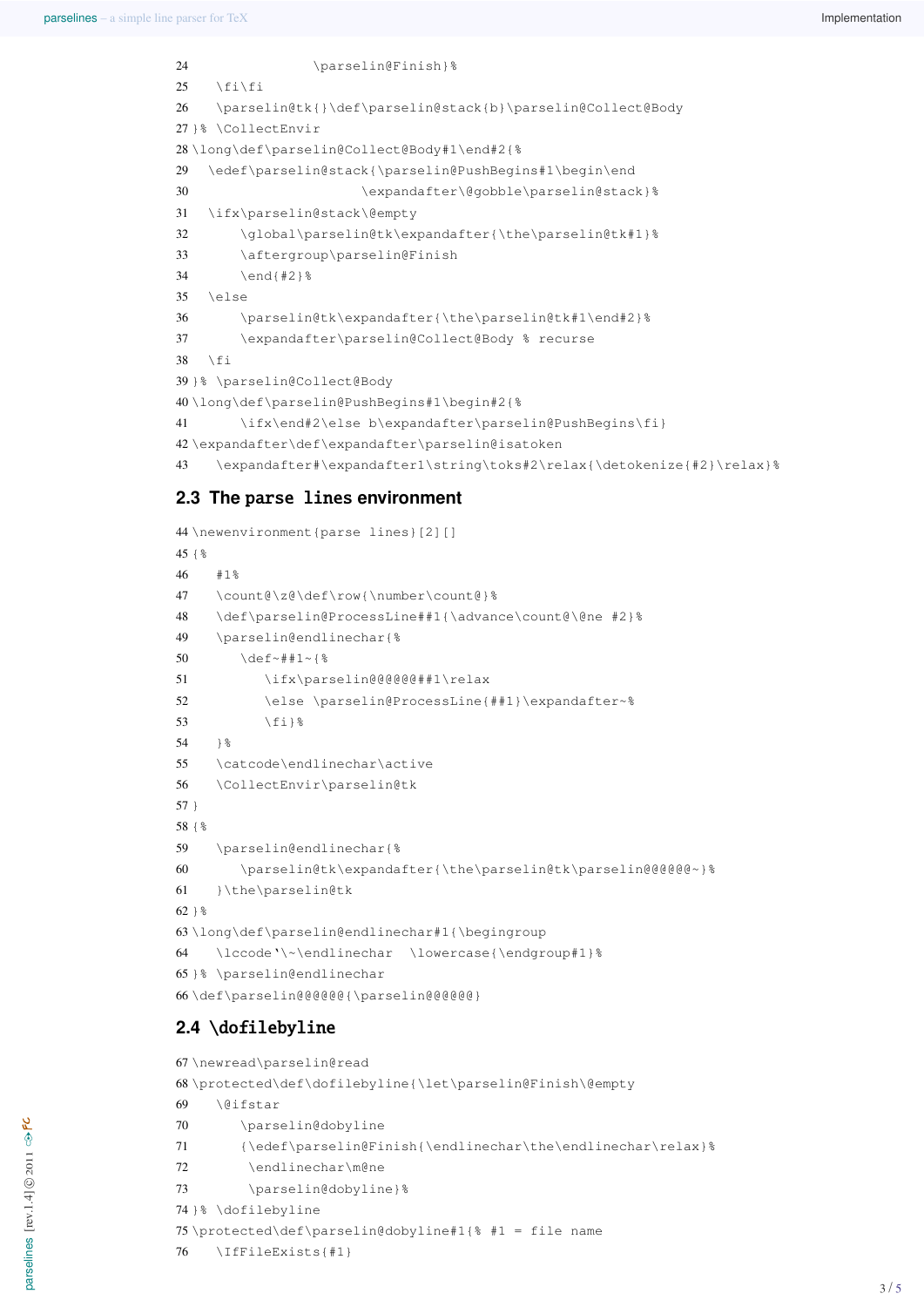```
24               \parselin@Finish}%
25   \fi\fi
26   \parselin@tk{}\def\parselin@stack{b}\parselin@Collect@Body
27 }% \CollectEnvir
28 \long\def\parselin@Collect@Body#1\end#2{%
29   \edef\parselin@stack{\parselin@PushBegins#1\begin\end
30                       \expandafter\@gobble\parselin@stack}%
31   \ifx\parselin@stack\@empty
32       \global\parselin@tk\expandafter{\the\parselin@tk#1}%
33       \aftergroup\parselin@Finish
34       \end{#2}%
35   \else
36       \parselin@tk\expandafter{\the\parselin@tk#1\end{#2}%
37       \expandafter\parselin@Collect@Body % recurse
38   \fi
39 }% \parselin@Collect@Body
40 \long\def\parselin@PushBegins#1\begin#2{%
41       \ifx\end#2\else b\expandafter\parselin@PushBegins\fi}
42 \expandafter\def\expandafter\parselin@isatoken
43   \expandafter#\expandafter1\string\toks#2\relax{\detokenize{#2}\relax}%
```

## 2.3 The parse lines environment

```
44 \newenvironment{parse lines}[2][]
45 {%
46   #1%
47   \count@\z@\def\row{\number\count@}%
48   \def\parselin@ProcessLine##1{\advance\count@\@ne #2}%
49   \parselin@endlinechar{%
50      \def~##1~{%
51         \ifx\parselin@@@@@@##1\relax
52         \else \parselin@ProcessLine{##1}\expandafter~%
53         \fi}%
54   }%
55   \catcode\endlinechar\active
56   \CollectEnvir\parselin@tk
57 }
58 {%
59   \parselin@endlinechar{%
60      \parselin@tk\expandafter{\the\parselin@tk\parselin@@@@@@~}%
61   }\the\parselin@tk
62 }%
63 \long\def\parselin@endlinechar#1{\begingroup
64   \lccode`\~\endlinechar  \lowercase{\endgroup#1}%
65 }% \parselin@endlinechar
66 \def\parselin@@@@@@{\parselin@@@@@@}
```

## 2.4 \dofilebyline

```
67 \newread\parselin@read
68 \protected\def\dofilebyline{\let\parselin@Finish\@empty
69   \@ifstar
70      \parselin@dobyline
71      {\edef\parselin@Finish{\endlinechar\the\endlinechar\relax}%
72       \endlinechar\m@ne
73       \parselin@dobyline}%
74 }% \dofilebyline
75 \protected\def\parselin@dobyline#1{% #1 = file name
76   \IfFileExists{#1}
```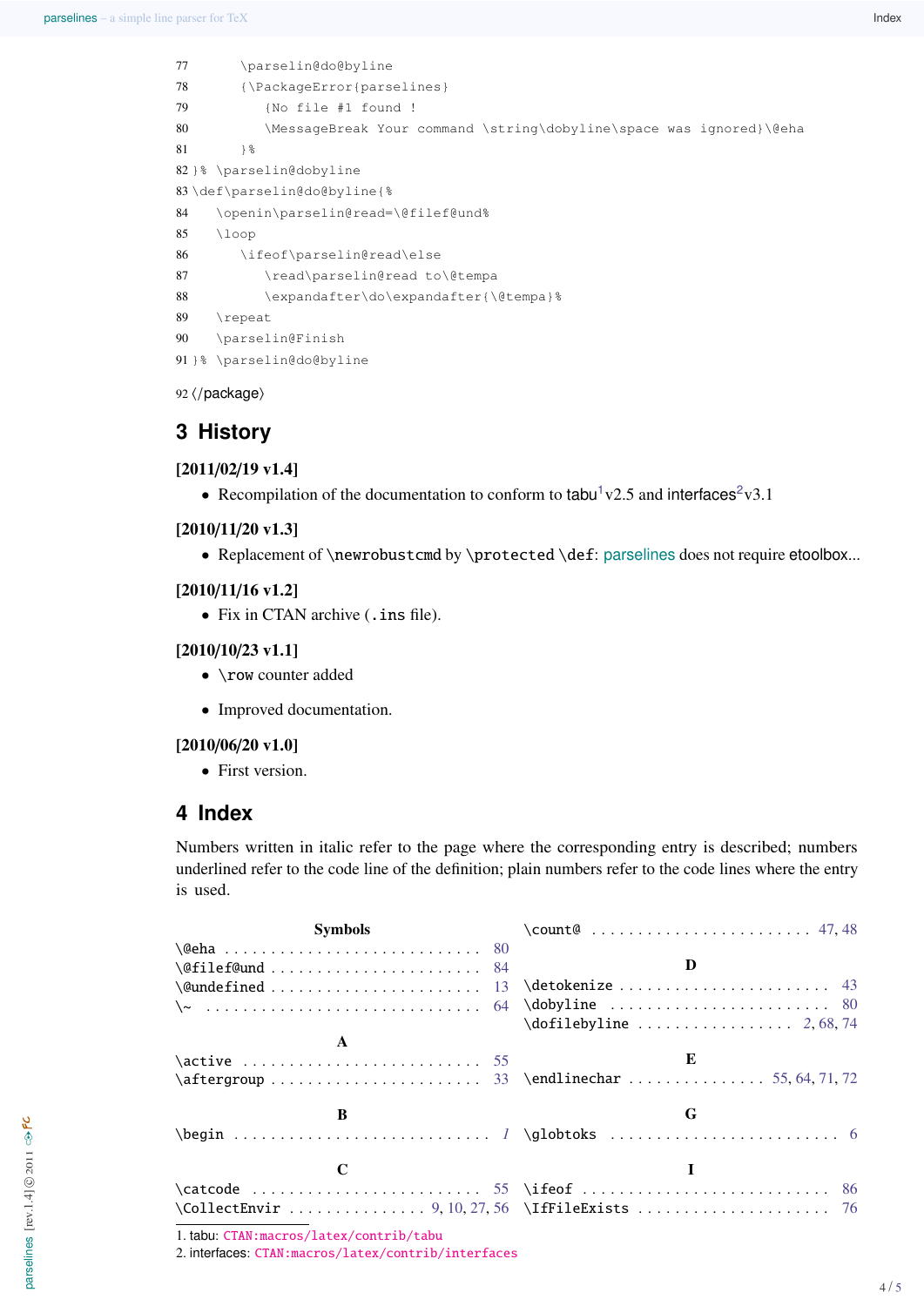```
77        \parselin@do@byline
78        {\PackageError{parselines}
79           {No file #1 found !
80           \MessageBreak Your command \string\dobyline\space was ignored}\@eha
81        }%
82 }% \parselin@dobyline
83 \def\parselin@do@byline{%
84     \openin\parselin@read=\@filef@und%
85     \loop
86        \ifeof\parselin@read\else
87           \read\parselin@read to\@tempa
88           \expandafter\do\expandafter{\@tempa}%
89     \repeat
90     \parselin@Finish
91 }% \parselin@do@byline
```

92 ⟨/package⟩

## 3 History

**[2011/02/19 v1.4]**

- Recompilation of the documentation to conform to tabu[1] v2.5 and interfaces[2] v3.1

**[2010/11/20 v1.3]**

- Replacement of `\newrobustcmd` by `\protected` `\def`: parselines does not require etoolbox...

**[2010/11/16 v1.2]**

- Fix in CTAN archive (`.ins` file).

**[2010/10/23 v1.1]**

- `\row` counter added
- Improved documentation.

**[2010/06/20 v1.0]**

- First version.

## 4 Index

Numbers written in italic refer to the page where the corresponding entry is described; numbers underlined refer to the code line of the definition; plain numbers refer to the code lines where the entry is used.

**Symbols**

- `\@eha` ........ 80
- `\@filef@und` ........ 84
- `\@undefined` ........ 13
- `\~` ........ 64

**A**

- `\active` ........ 55
- `\aftergroup` ........ 33

**B**

- `\begin` ........ *1*

**C**

- `\catcode` ........ 55
- `\CollectEnvir` ........ 9, 10, 27, 56
- `\count@` ........ 47, 48

**D**

- `\detokenize` ........ 43
- `\dobyline` ........ 80
- `\dofilebyline` ........ 2, 68, 74

**E**

- `\endlinechar` ........ 55, 64, 71, 72

**G**

- `\globtoks` ........ 6

**I**

- `\ifeof` ........ 86
- `\IfFileExists` ........ 76

1. tabu: CTAN:macros/latex/contrib/tabu
2. interfaces: CTAN:macros/latex/contrib/interfaces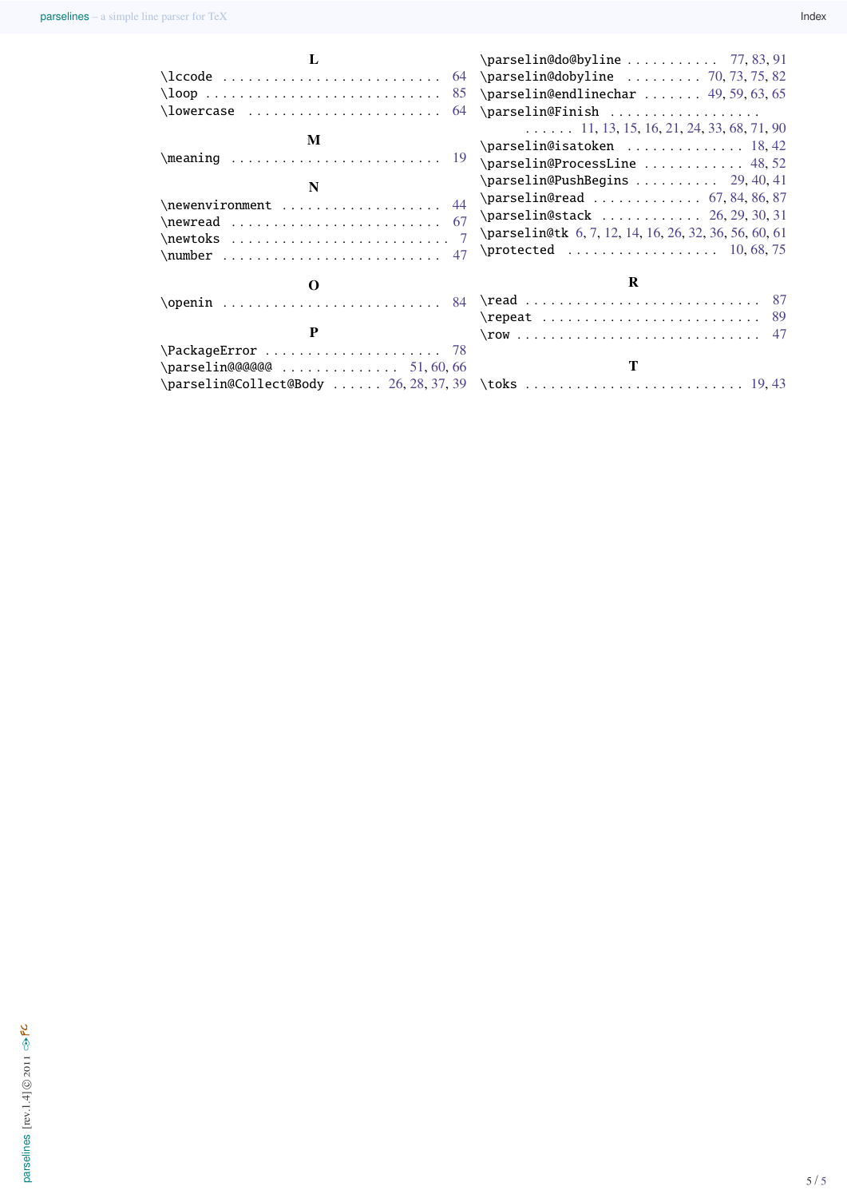**L**

\lccode . . . . . . . . . . . . . . . . . . . . . . . . . . 64
\loop . . . . . . . . . . . . . . . . . . . . . . . . . . . . 85
\lowercase . . . . . . . . . . . . . . . . . . . . . . . 64

**M**

\meaning . . . . . . . . . . . . . . . . . . . . . . . . . 19

**N**

\newenvironment . . . . . . . . . . . . . . . . . . . 44
\newread . . . . . . . . . . . . . . . . . . . . . . . . . 67
\newtoks . . . . . . . . . . . . . . . . . . . . . . . . . . 7
\number . . . . . . . . . . . . . . . . . . . . . . . . . . 47

**O**

\openin . . . . . . . . . . . . . . . . . . . . . . . . . . 84

**P**

\PackageError . . . . . . . . . . . . . . . . . . . . . 78
\parselin@@@@@@ . . . . . . . . . . . . . . 51, 60, 66
\parselin@Collect@Body . . . . . . 26, 28, 37, 39
\parselin@do@byline . . . . . . . . . . . 77, 83, 91
\parselin@dobyline . . . . . . . . . 70, 73, 75, 82
\parselin@endlinechar . . . . . . . 49, 59, 63, 65
\parselin@Finish . . . . . . . . . . . . . . . . . . . . . . 11, 13, 15, 16, 21, 24, 33, 68, 71, 90
\parselin@isatoken . . . . . . . . . . . . . . 18, 42
\parselin@ProcessLine . . . . . . . . . . . . 48, 52
\parselin@PushBegins . . . . . . . . . . 29, 40, 41
\parselin@read . . . . . . . . . . . . . 67, 84, 86, 87
\parselin@stack . . . . . . . . . . . . 26, 29, 30, 31
\parselin@tk 6, 7, 12, 14, 16, 26, 32, 36, 56, 60, 61
\protected . . . . . . . . . . . . . . . . . . . 10, 68, 75

**R**

\read . . . . . . . . . . . . . . . . . . . . . . . . . . . . . 87
\repeat . . . . . . . . . . . . . . . . . . . . . . . . . . . 89
\row . . . . . . . . . . . . . . . . . . . . . . . . . . . . . . 47

**T**

\toks . . . . . . . . . . . . . . . . . . . . . . . . . . 19, 43